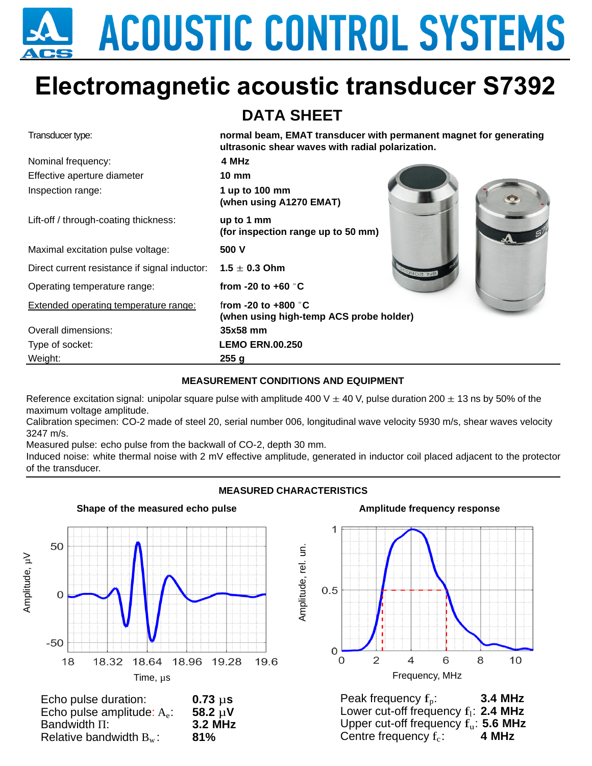# ACOUSTIC CONTROL SYSTEMS

# Electromagnetic acoustic transducer S7392

## DATA SHEET

| | |
|---|---|
| Transducer type: | **normal beam, EMAT transducer with permanent magnet for generating ultrasonic shear waves with radial polarization.** |
| Nominal frequency: | **4 MHz** |
| Effective aperture diameter | **10 mm** |
| Inspection range: | **1 up to 100 mm (when using A1270 EMAT)** |
| Lift-off / through-coating thickness: | **up to 1 mm (for inspection range up to 50 mm)** |
| Maximal excitation pulse voltage: | **500 V** |
| Direct current resistance if signal inductor: | **1.5 ± 0.3 Ohm** |
| Operating temperature range: | **from -20 to +60 °C** |
| Extended operating temperature range: | **from -20 to +800 °C (when using high-temp ACS probe holder)** |
| Overall dimensions: | **35x58 mm** |
| Type of socket: | **LEMO ERN.00.250** |
| Weight: | **255 g** |

### MEASUREMENT CONDITIONS AND EQUIPMENT

Reference excitation signal: unipolar square pulse with amplitude 400 V ± 40 V, pulse duration 200 ± 13 ns by 50% of the maximum voltage amplitude.
Calibration specimen: CO-2 made of steel 20, serial number 006, longitudinal wave velocity 5930 m/s, shear waves velocity 3247 m/s.
Measured pulse: echo pulse from the backwall of CO-2, depth 30 mm.
Induced noise: white thermal noise with 2 mV effective amplitude, generated in inductor coil placed adjacent to the protector of the transducer.

### MEASURED CHARACTERISTICS

**Shape of the measured echo pulse**

Amplitude, µV; Time, µs

| | |
|---|---|
| Echo pulse duration: | **0.73 µs** |
| Echo pulse amplitude: $A_e$: | **58.2 µV** |
| Bandwidth $\Pi$: | **3.2 MHz** |
| Relative bandwidth $B_w$: | **81%** |

**Amplitude frequency response**

Amplitude, rel. un.; Frequency, MHz

| | |
|---|---|
| Peak frequency $f_p$: | **3.4 MHz** |
| Lower cut-off frequency $f_l$: | **2.4 MHz** |
| Upper cut-off frequency $f_u$: | **5.6 MHz** |
| Centre frequency $f_c$: | **4 MHz** |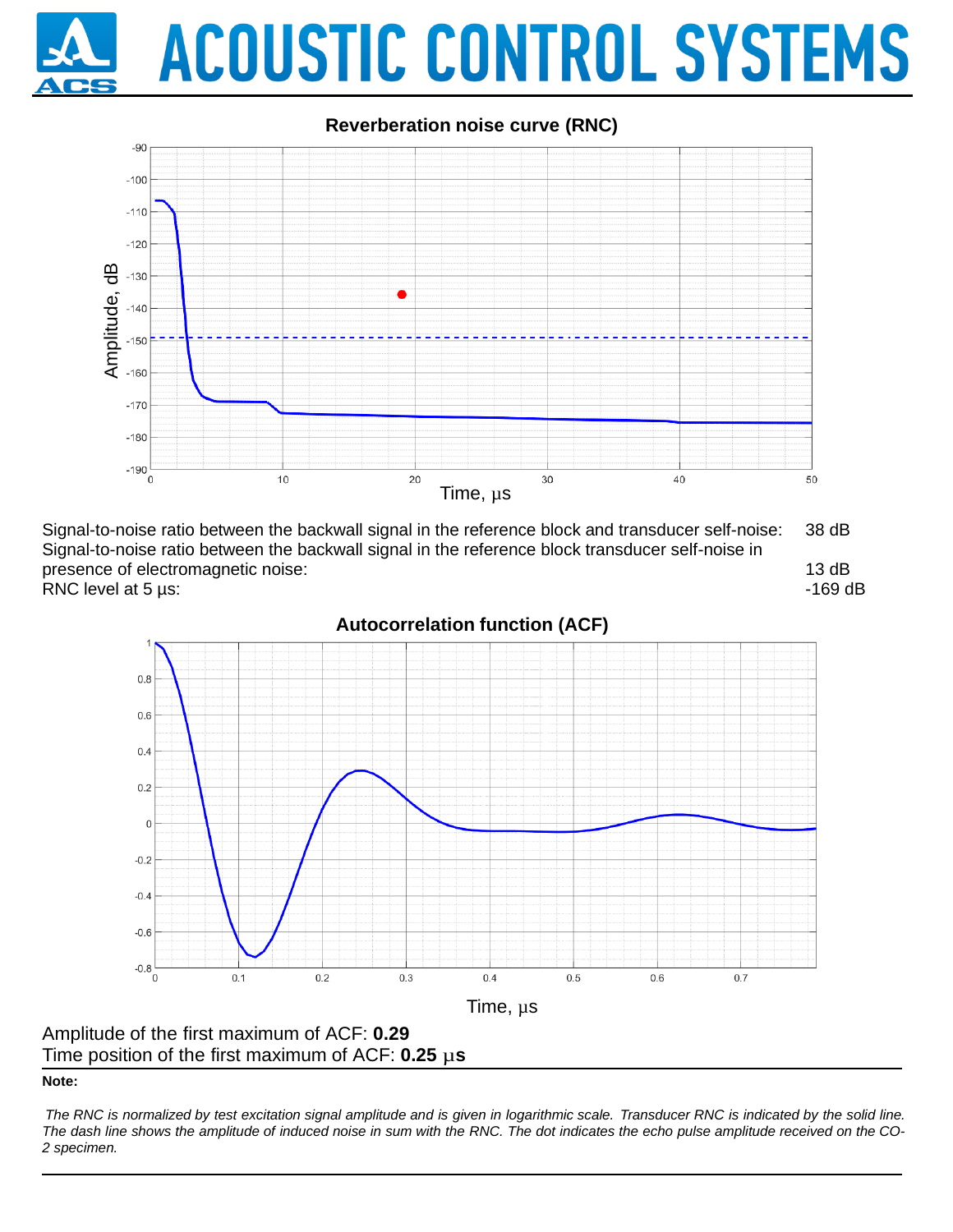# ACOUSTIC CONTROL SYSTEMS

ACS

**Reverberation noise curve (RNC)**

Amplitude, dB

-90
-100
-110
-120
-130
-140
-150
-160
-170
-180
-190

0
10
20
30
40
50

Time, μs

Signal-to-noise ratio between the backwall signal in the reference block and transducer self-noise: 38 dB

Signal-to-noise ratio between the backwall signal in the reference block transducer self-noise in presence of electromagnetic noise: 13 dB

RNC level at 5 μs: -169 dB

**Autocorrelation function (ACF)**

1
0.8
0.6
0.4
0.2
0
-0.2
-0.4
-0.6
-0.8

0
0.1
0.2
0.3
0.4
0.5
0.6
0.7

Time, μs

Amplitude of the first maximum of ACF: **0.29**

Time position of the first maximum of ACF: **0.25 μs**

**Note:**

*The RNC is normalized by test excitation signal amplitude and is given in logarithmic scale. Transducer RNC is indicated by the solid line. The dash line shows the amplitude of induced noise in sum with the RNC. The dot indicates the echo pulse amplitude received on the CO-2 specimen.*